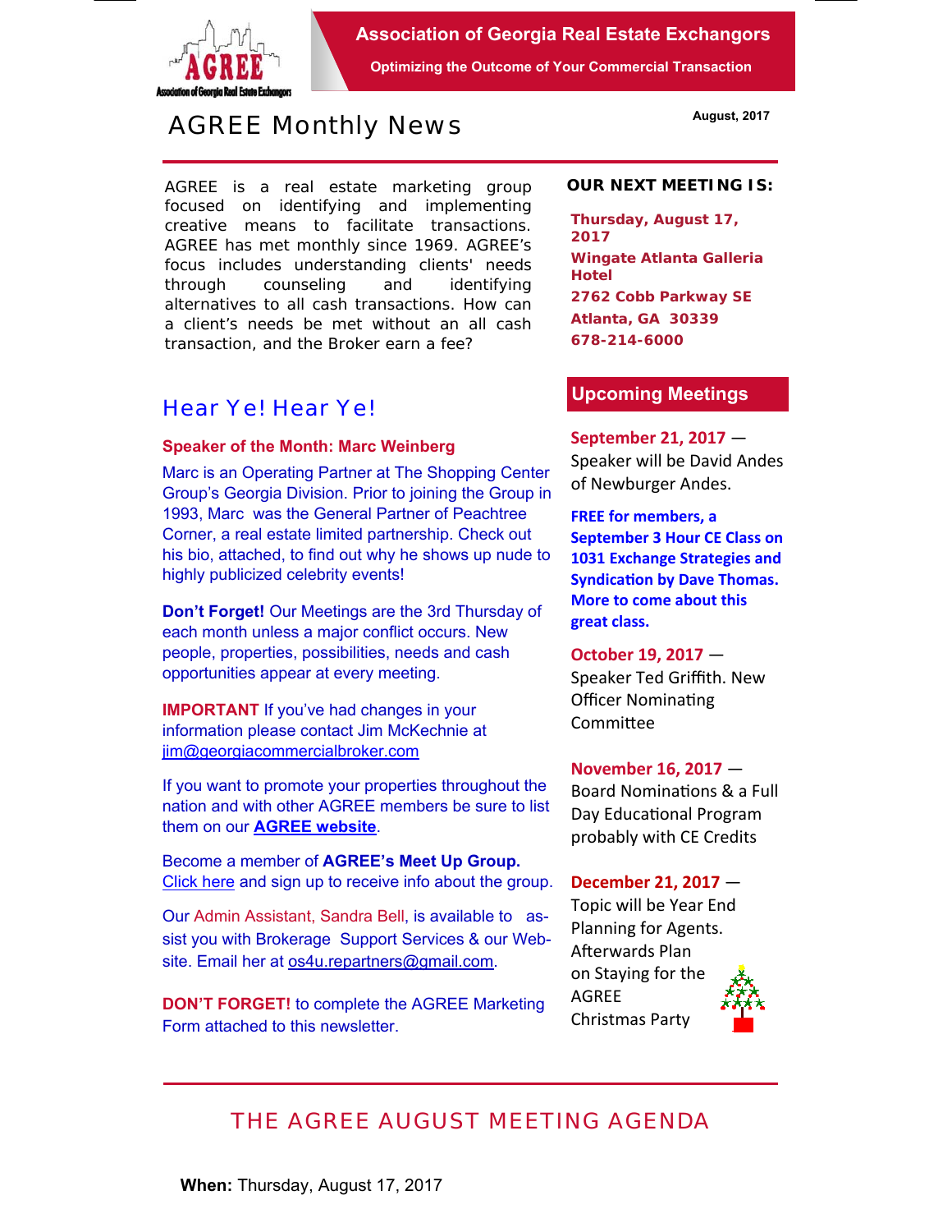# Association of Georgia Real Estate Exchangors

**Optimizing the Outcome of Your Commercial Transaction**

## AGREE Monthly News

**August, 2017**

AGREE is a real estate marketing group focused on identifying and implementing creative means to facilitate transactions. AGREE has met monthly since 1969. AGREE's focus includes understanding clients' needs through counseling and identifying alternatives to all cash transactions. How can a client's needs be met without an all cash transaction, and the Broker earn a fee?

## Hear Ye! Hear Ye!

**Speaker of the Month: Marc Weinberg**

Marc is an Operating Partner at The Shopping Center Group's Georgia Division. Prior to joining the Group in 1993, Marc was the General Partner of Peachtree Corner, a real estate limited partnership. Check out his bio, attached, to find out why he shows up nude to highly publicized celebrity events!

**Don't Forget!** Our Meetings are the 3rd Thursday of each month unless a major conflict occurs. New people, properties, possibilities, needs and cash opportunities appear at every meeting.

**IMPORTANT** If you've had changes in your information please contact Jim McKechnie at jim@georgiacommercialbroker.com

If you want to promote your properties throughout the nation and with other AGREE members be sure to list them on our **AGREE website**.

Become a member of **AGREE's Meet Up Group.** Click here and sign up to receive info about the group.

Our Admin Assistant, Sandra Bell, is available to assist you with Brokerage Support Services & our Website. Email her at os4u.repartners@gmail.com.

**DON'T FORGET!** to complete the AGREE Marketing Form attached to this newsletter.

### OUR NEXT MEETING IS:

**Thursday, August 17, 2017**
**Wingate Atlanta Galleria Hotel**
**2762 Cobb Parkway SE**
**Atlanta, GA 30339**
**678-214-6000**

### Upcoming Meetings

**September 21, 2017** — Speaker will be David Andes of Newburger Andes.

**FREE for members, a September 3 Hour CE Class on 1031 Exchange Strategies and Syndication by Dave Thomas. More to come about this great class.**

**October 19, 2017** — Speaker Ted Griffith. New Officer Nominating Committee

**November 16, 2017** — Board Nominations & a Full Day Educational Program probably with CE Credits

**December 21, 2017** — Topic will be Year End Planning for Agents. Afterwards Plan on Staying for the AGREE Christmas Party

## THE AGREE AUGUST MEETING AGENDA

**When:** Thursday, August 17, 2017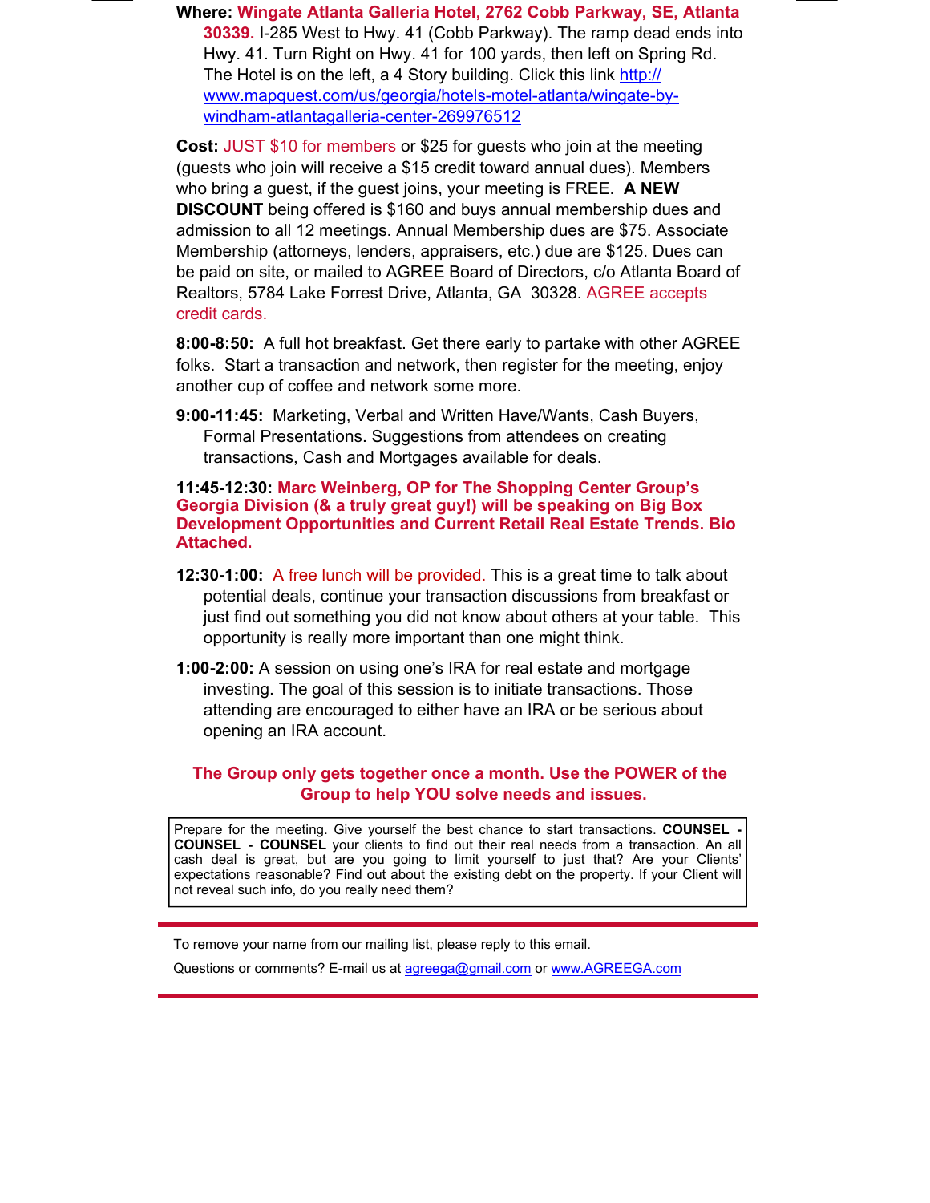**Where: Wingate Atlanta Galleria Hotel, 2762 Cobb Parkway, SE, Atlanta 30339.** I-285 West to Hwy. 41 (Cobb Parkway). The ramp dead ends into Hwy. 41. Turn Right on Hwy. 41 for 100 yards, then left on Spring Rd. The Hotel is on the left, a 4 Story building. Click this link http://www.mapquest.com/us/georgia/hotels-motel-atlanta/wingate-by-windham-atlantagalleria-center-269976512

**Cost:** JUST $10 for members or $25 for guests who join at the meeting (guests who join will receive a $15 credit toward annual dues). Members who bring a guest, if the guest joins, your meeting is FREE. **A NEW DISCOUNT** being offered is $160 and buys annual membership dues and admission to all 12 meetings. Annual Membership dues are $75. Associate Membership (attorneys, lenders, appraisers, etc.) due are $125. Dues can be paid on site, or mailed to AGREE Board of Directors, c/o Atlanta Board of Realtors, 5784 Lake Forrest Drive, Atlanta, GA 30328. AGREE accepts credit cards.

**8:00-8:50:** A full hot breakfast. Get there early to partake with other AGREE folks. Start a transaction and network, then register for the meeting, enjoy another cup of coffee and network some more.

**9:00-11:45:** Marketing, Verbal and Written Have/Wants, Cash Buyers, Formal Presentations. Suggestions from attendees on creating transactions, Cash and Mortgages available for deals.

**11:45-12:30: Marc Weinberg, OP for The Shopping Center Group's Georgia Division (& a truly great guy!) will be speaking on Big Box Development Opportunities and Current Retail Real Estate Trends. Bio Attached.**

**12:30-1:00:** A free lunch will be provided. This is a great time to talk about potential deals, continue your transaction discussions from breakfast or just find out something you did not know about others at your table. This opportunity is really more important than one might think.

**1:00-2:00:** A session on using one's IRA for real estate and mortgage investing. The goal of this session is to initiate transactions. Those attending are encouraged to either have an IRA or be serious about opening an IRA account.

**The Group only gets together once a month. Use the POWER of the Group to help YOU solve needs and issues.**

Prepare for the meeting. Give yourself the best chance to start transactions. **COUNSEL - COUNSEL - COUNSEL** your clients to find out their real needs from a transaction. An all cash deal is great, but are you going to limit yourself to just that? Are your Clients' expectations reasonable? Find out about the existing debt on the property. If your Client will not reveal such info, do you really need them?

---

To remove your name from our mailing list, please reply to this email.

Questions or comments? E-mail us at agreega@gmail.com or www.AGREEGA.com

---